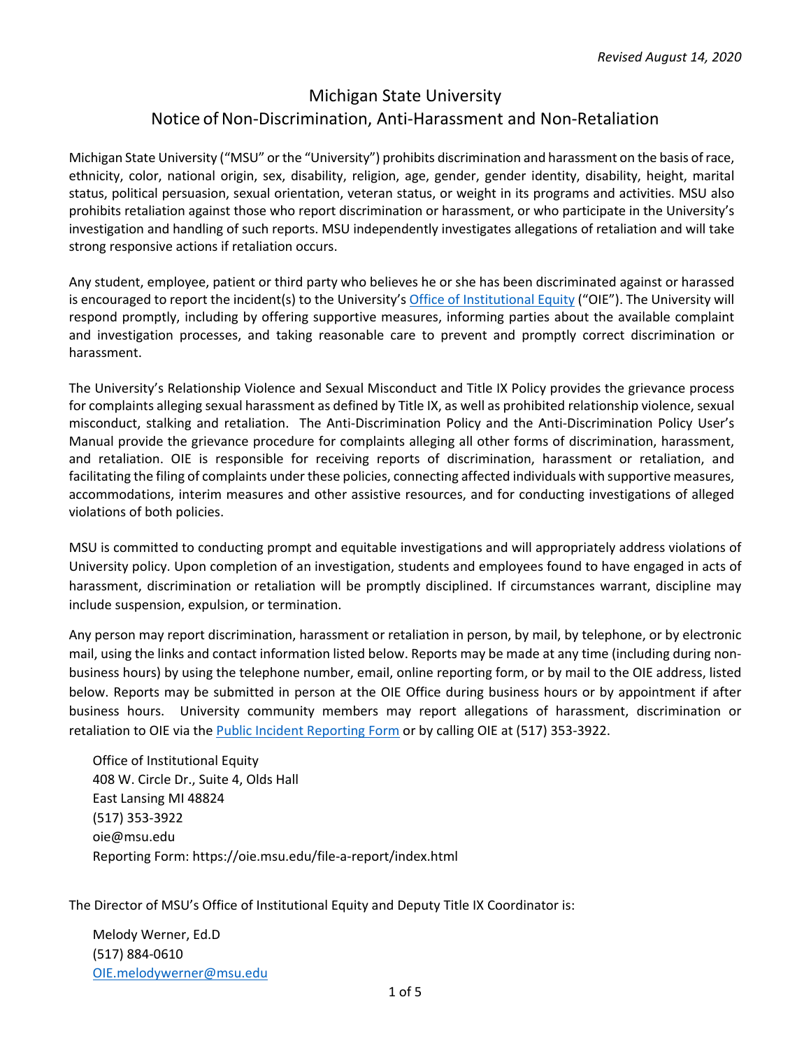*Revised August 14, 2020*

# Michigan State University
## Notice of Non-Discrimination, Anti-Harassment and Non-Retaliation

Michigan State University ("MSU" or the "University") prohibits discrimination and harassment on the basis of race, ethnicity, color, national origin, sex, disability, religion, age, gender, gender identity, disability, height, marital status, political persuasion, sexual orientation, veteran status, or weight in its programs and activities. MSU also prohibits retaliation against those who report discrimination or harassment, or who participate in the University's investigation and handling of such reports. MSU independently investigates allegations of retaliation and will take strong responsive actions if retaliation occurs.

Any student, employee, patient or third party who believes he or she has been discriminated against or harassed is encouraged to report the incident(s) to the University's Office of Institutional Equity ("OIE"). The University will respond promptly, including by offering supportive measures, informing parties about the available complaint and investigation processes, and taking reasonable care to prevent and promptly correct discrimination or harassment.

The University's Relationship Violence and Sexual Misconduct and Title IX Policy provides the grievance process for complaints alleging sexual harassment as defined by Title IX, as well as prohibited relationship violence, sexual misconduct, stalking and retaliation. The Anti-Discrimination Policy and the Anti-Discrimination Policy User's Manual provide the grievance procedure for complaints alleging all other forms of discrimination, harassment, and retaliation. OIE is responsible for receiving reports of discrimination, harassment or retaliation, and facilitating the filing of complaints under these policies, connecting affected individuals with supportive measures, accommodations, interim measures and other assistive resources, and for conducting investigations of alleged violations of both policies.

MSU is committed to conducting prompt and equitable investigations and will appropriately address violations of University policy. Upon completion of an investigation, students and employees found to have engaged in acts of harassment, discrimination or retaliation will be promptly disciplined. If circumstances warrant, discipline may include suspension, expulsion, or termination.

Any person may report discrimination, harassment or retaliation in person, by mail, by telephone, or by electronic mail, using the links and contact information listed below. Reports may be made at any time (including during non-business hours) by using the telephone number, email, online reporting form, or by mail to the OIE address, listed below. Reports may be submitted in person at the OIE Office during business hours or by appointment if after business hours. University community members may report allegations of harassment, discrimination or retaliation to OIE via the Public Incident Reporting Form or by calling OIE at (517) 353-3922.

Office of Institutional Equity  
408 W. Circle Dr., Suite 4, Olds Hall  
East Lansing MI 48824  
(517) 353-3922  
oie@msu.edu  
Reporting Form: https://oie.msu.edu/file-a-report/index.html

The Director of MSU's Office of Institutional Equity and Deputy Title IX Coordinator is:

Melody Werner, Ed.D  
(517) 884-0610  
OIE.melodywerner@msu.edu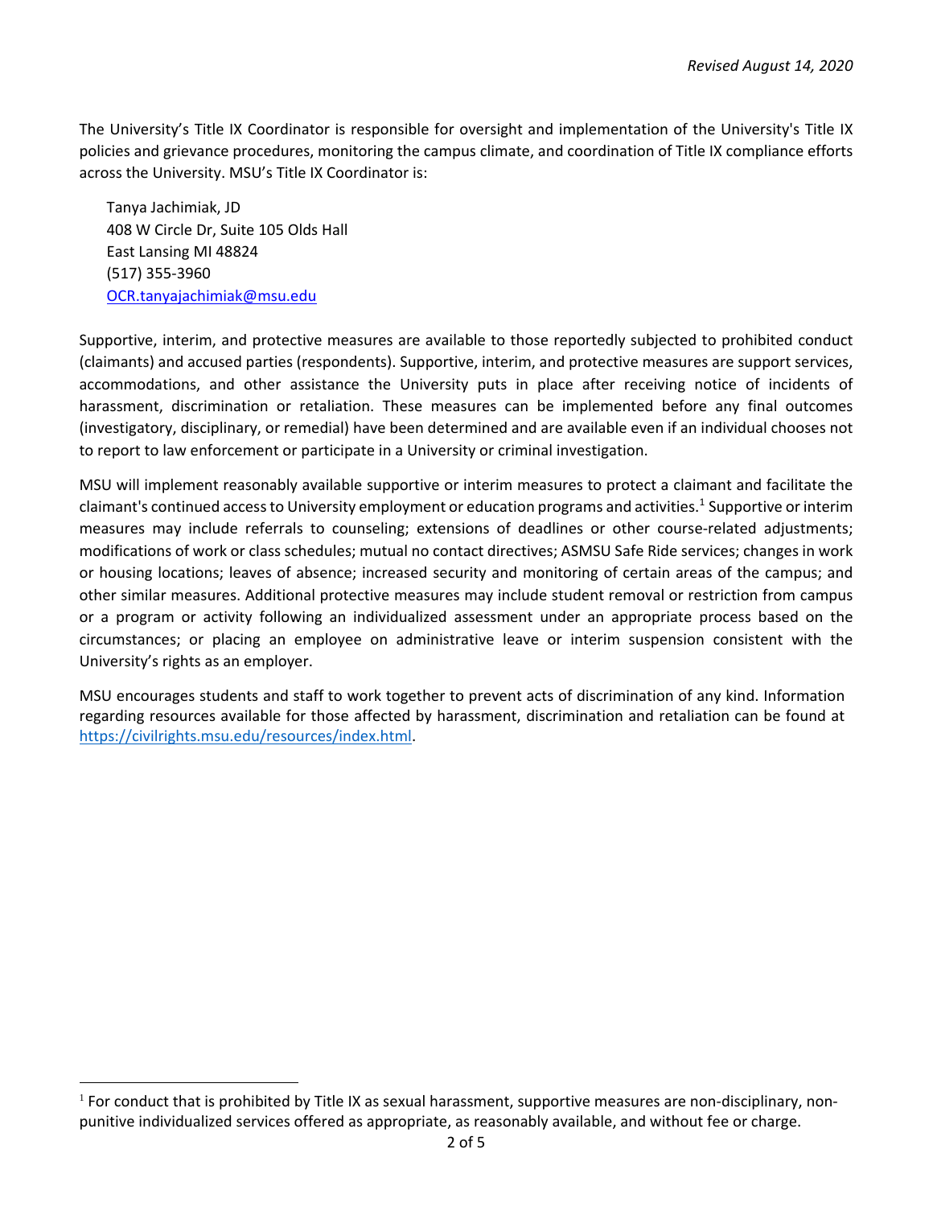The University's Title IX Coordinator is responsible for oversight and implementation of the University's Title IX policies and grievance procedures, monitoring the campus climate, and coordination of Title IX compliance efforts across the University. MSU's Title IX Coordinator is:

Tanya Jachimiak, JD  
408 W Circle Dr, Suite 105 Olds Hall  
East Lansing MI 48824  
(517) 355-3960  
[OCR.tanyajachimiak@msu.edu](mailto:OCR.tanyajachimiak@msu.edu)

Supportive, interim, and protective measures are available to those reportedly subjected to prohibited conduct (claimants) and accused parties (respondents). Supportive, interim, and protective measures are support services, accommodations, and other assistance the University puts in place after receiving notice of incidents of harassment, discrimination or retaliation. These measures can be implemented before any final outcomes (investigatory, disciplinary, or remedial) have been determined and are available even if an individual chooses not to report to law enforcement or participate in a University or criminal investigation.

MSU will implement reasonably available supportive or interim measures to protect a claimant and facilitate the claimant's continued access to University employment or education programs and activities.[1] Supportive or interim measures may include referrals to counseling; extensions of deadlines or other course-related adjustments; modifications of work or class schedules; mutual no contact directives; ASMSU Safe Ride services; changes in work or housing locations; leaves of absence; increased security and monitoring of certain areas of the campus; and other similar measures. Additional protective measures may include student removal or restriction from campus or a program or activity following an individualized assessment under an appropriate process based on the circumstances; or placing an employee on administrative leave or interim suspension consistent with the University's rights as an employer.

MSU encourages students and staff to work together to prevent acts of discrimination of any kind. Information regarding resources available for those affected by harassment, discrimination and retaliation can be found at https://civilrights.msu.edu/resources/index.html.

[1] For conduct that is prohibited by Title IX as sexual harassment, supportive measures are non-disciplinary, non-punitive individualized services offered as appropriate, as reasonably available, and without fee or charge.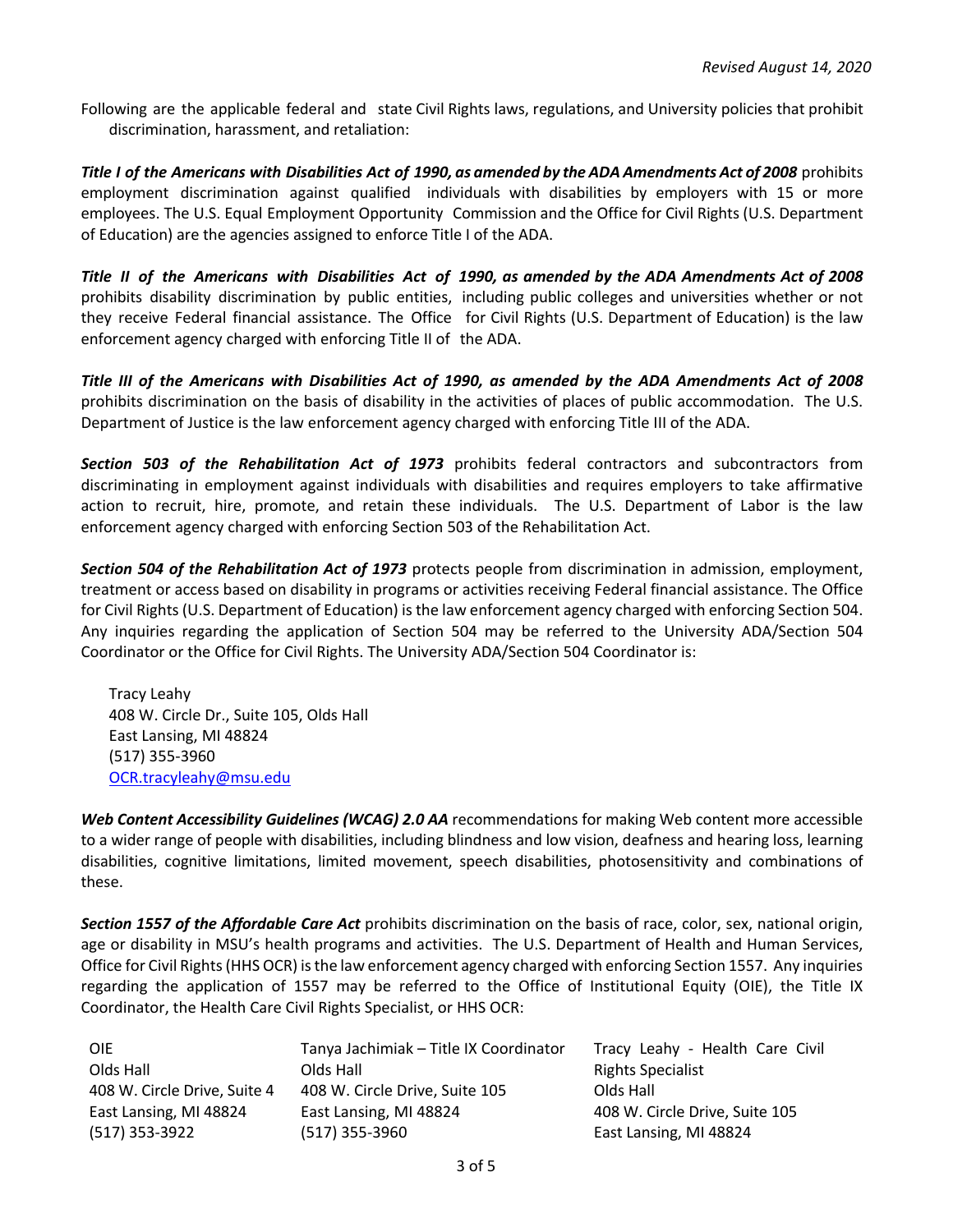*Revised August 14, 2020*

Following are the applicable federal and state Civil Rights laws, regulations, and University policies that prohibit discrimination, harassment, and retaliation:

***Title I of the Americans with Disabilities Act of 1990, as amended by the ADA Amendments Act of 2008*** prohibits employment discrimination against qualified individuals with disabilities by employers with 15 or more employees. The U.S. Equal Employment Opportunity Commission and the Office for Civil Rights (U.S. Department of Education) are the agencies assigned to enforce Title I of the ADA.

***Title II of the Americans with Disabilities Act of 1990, as amended by the ADA Amendments Act of 2008*** prohibits disability discrimination by public entities, including public colleges and universities whether or not they receive Federal financial assistance. The Office for Civil Rights (U.S. Department of Education) is the law enforcement agency charged with enforcing Title II of the ADA.

***Title III of the Americans with Disabilities Act of 1990, as amended by the ADA Amendments Act of 2008*** prohibits discrimination on the basis of disability in the activities of places of public accommodation. The U.S. Department of Justice is the law enforcement agency charged with enforcing Title III of the ADA.

***Section 503 of the Rehabilitation Act of 1973*** prohibits federal contractors and subcontractors from discriminating in employment against individuals with disabilities and requires employers to take affirmative action to recruit, hire, promote, and retain these individuals. The U.S. Department of Labor is the law enforcement agency charged with enforcing Section 503 of the Rehabilitation Act.

***Section 504 of the Rehabilitation Act of 1973*** protects people from discrimination in admission, employment, treatment or access based on disability in programs or activities receiving Federal financial assistance. The Office for Civil Rights (U.S. Department of Education) is the law enforcement agency charged with enforcing Section 504. Any inquiries regarding the application of Section 504 may be referred to the University ADA/Section 504 Coordinator or the Office for Civil Rights. The University ADA/Section 504 Coordinator is:

Tracy Leahy
408 W. Circle Dr., Suite 105, Olds Hall
East Lansing, MI 48824
(517) 355-3960
OCR.tracyleahy@msu.edu

***Web Content Accessibility Guidelines (WCAG) 2.0 AA*** recommendations for making Web content more accessible to a wider range of people with disabilities, including blindness and low vision, deafness and hearing loss, learning disabilities, cognitive limitations, limited movement, speech disabilities, photosensitivity and combinations of these.

***Section 1557 of the Affordable Care Act*** prohibits discrimination on the basis of race, color, sex, national origin, age or disability in MSU's health programs and activities. The U.S. Department of Health and Human Services, Office for Civil Rights (HHS OCR) is the law enforcement agency charged with enforcing Section 1557. Any inquiries regarding the application of 1557 may be referred to the Office of Institutional Equity (OIE), the Title IX Coordinator, the Health Care Civil Rights Specialist, or HHS OCR:

OIE
Olds Hall
408 W. Circle Drive, Suite 4
East Lansing, MI 48824
(517) 353-3922

Tanya Jachimiak – Title IX Coordinator
Olds Hall
408 W. Circle Drive, Suite 105
East Lansing, MI 48824
(517) 355-3960

Tracy Leahy - Health Care Civil Rights Specialist
Olds Hall
408 W. Circle Drive, Suite 105
East Lansing, MI 48824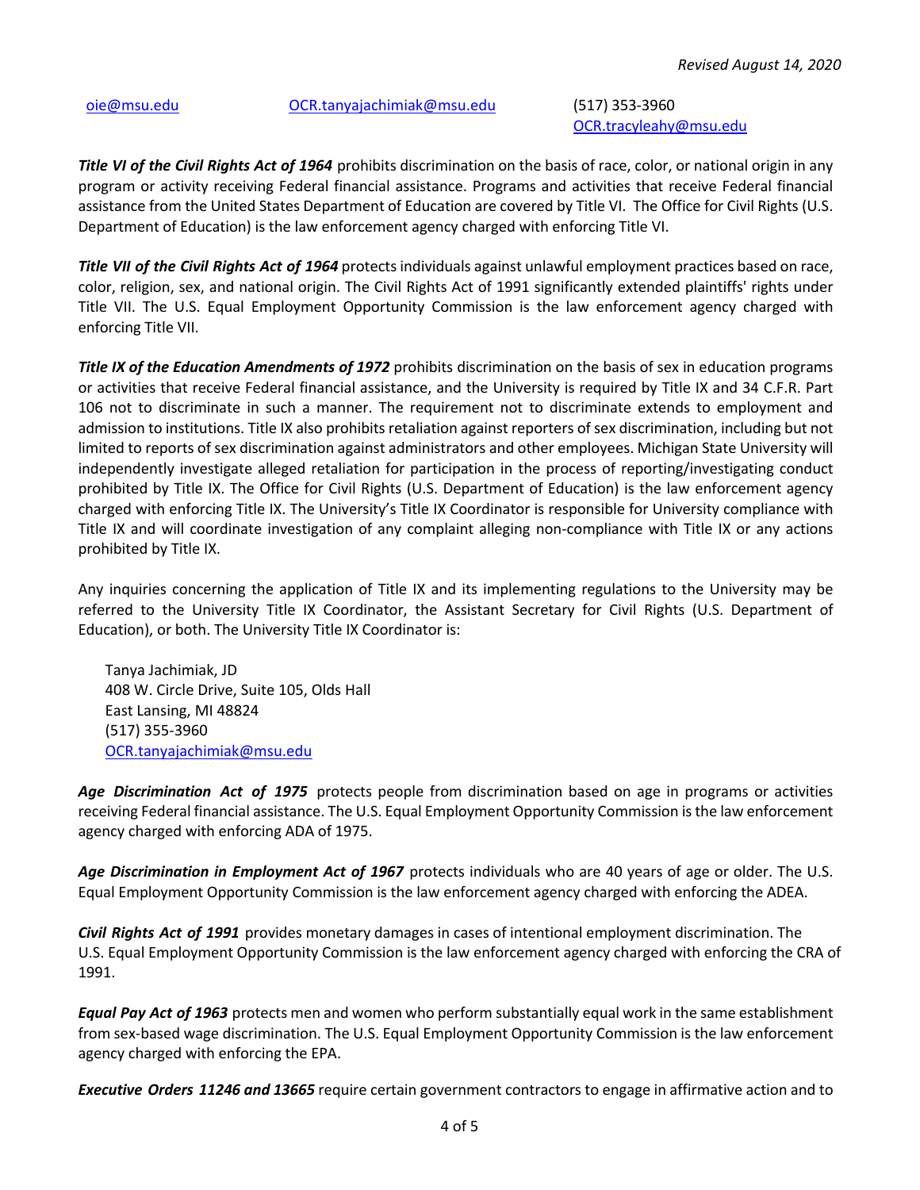| [oie@msu.edu](mailto:oie@msu.edu) | [OCR.tanyajachimiak@msu.edu](mailto:OCR.tanyajachimiak@msu.edu) | (517) 353-3960 [OCR.tracyleahy@msu.edu](mailto:OCR.tracyleahy@msu.edu) |
|---|---|---|

***Title VI of the Civil Rights Act of 1964*** prohibits discrimination on the basis of race, color, or national origin in any program or activity receiving Federal financial assistance. Programs and activities that receive Federal financial assistance from the United States Department of Education are covered by Title VI. The Office for Civil Rights (U.S. Department of Education) is the law enforcement agency charged with enforcing Title VI.

***Title VII of the Civil Rights Act of 1964*** protects individuals against unlawful employment practices based on race, color, religion, sex, and national origin. The Civil Rights Act of 1991 significantly extended plaintiffs' rights under Title VII. The U.S. Equal Employment Opportunity Commission is the law enforcement agency charged with enforcing Title VII.

***Title IX of the Education Amendments of 1972*** prohibits discrimination on the basis of sex in education programs or activities that receive Federal financial assistance, and the University is required by Title IX and 34 C.F.R. Part 106 not to discriminate in such a manner. The requirement not to discriminate extends to employment and admission to institutions. Title IX also prohibits retaliation against reporters of sex discrimination, including but not limited to reports of sex discrimination against administrators and other employees. Michigan State University will independently investigate alleged retaliation for participation in the process of reporting/investigating conduct prohibited by Title IX. The Office for Civil Rights (U.S. Department of Education) is the law enforcement agency charged with enforcing Title IX. The University's Title IX Coordinator is responsible for University compliance with Title IX and will coordinate investigation of any complaint alleging non-compliance with Title IX or any actions prohibited by Title IX.

Any inquiries concerning the application of Title IX and its implementing regulations to the University may be referred to the University Title IX Coordinator, the Assistant Secretary for Civil Rights (U.S. Department of Education), or both. The University Title IX Coordinator is:

Tanya Jachimiak, JD  
408 W. Circle Drive, Suite 105, Olds Hall  
East Lansing, MI 48824  
(517) 355-3960  
[OCR.tanyajachimiak@msu.edu](mailto:OCR.tanyajachimiak@msu.edu)

***Age Discrimination Act of 1975*** protects people from discrimination based on age in programs or activities receiving Federal financial assistance. The U.S. Equal Employment Opportunity Commission is the law enforcement agency charged with enforcing ADA of 1975.

***Age Discrimination in Employment Act of 1967*** protects individuals who are 40 years of age or older. The U.S. Equal Employment Opportunity Commission is the law enforcement agency charged with enforcing the ADEA.

***Civil Rights Act of 1991*** provides monetary damages in cases of intentional employment discrimination. The U.S. Equal Employment Opportunity Commission is the law enforcement agency charged with enforcing the CRA of 1991.

***Equal Pay Act of 1963*** protects men and women who perform substantially equal work in the same establishment from sex-based wage discrimination. The U.S. Equal Employment Opportunity Commission is the law enforcement agency charged with enforcing the EPA.

***Executive Orders 11246 and 13665*** require certain government contractors to engage in affirmative action and to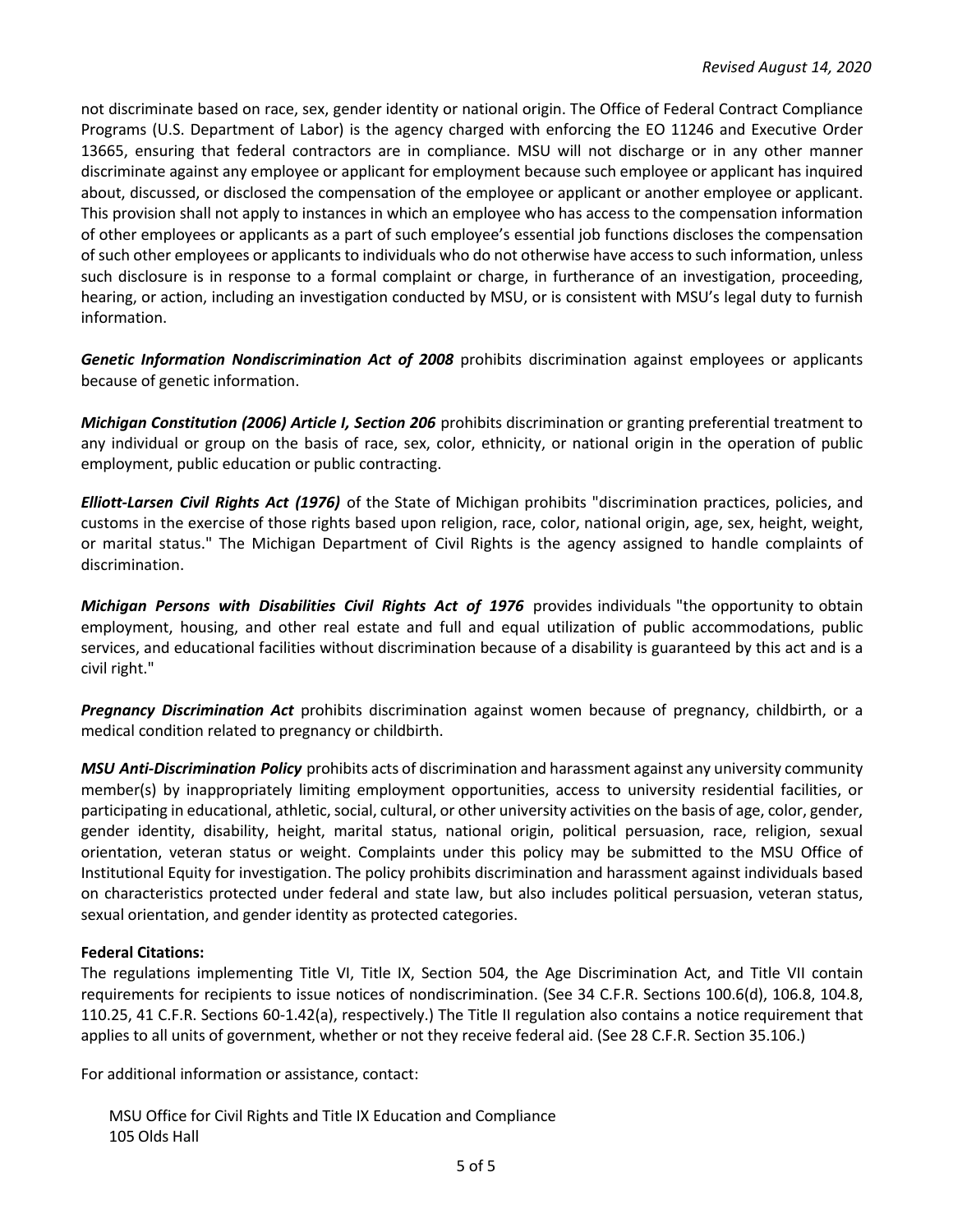not discriminate based on race, sex, gender identity or national origin. The Office of Federal Contract Compliance Programs (U.S. Department of Labor) is the agency charged with enforcing the EO 11246 and Executive Order 13665, ensuring that federal contractors are in compliance. MSU will not discharge or in any other manner discriminate against any employee or applicant for employment because such employee or applicant has inquired about, discussed, or disclosed the compensation of the employee or applicant or another employee or applicant. This provision shall not apply to instances in which an employee who has access to the compensation information of other employees or applicants as a part of such employee's essential job functions discloses the compensation of such other employees or applicants to individuals who do not otherwise have access to such information, unless such disclosure is in response to a formal complaint or charge, in furtherance of an investigation, proceeding, hearing, or action, including an investigation conducted by MSU, or is consistent with MSU's legal duty to furnish information.

***Genetic Information Nondiscrimination Act of 2008*** prohibits discrimination against employees or applicants because of genetic information.

***Michigan Constitution (2006) Article I, Section 206*** prohibits discrimination or granting preferential treatment to any individual or group on the basis of race, sex, color, ethnicity, or national origin in the operation of public employment, public education or public contracting.

***Elliott-Larsen Civil Rights Act (1976)*** of the State of Michigan prohibits "discrimination practices, policies, and customs in the exercise of those rights based upon religion, race, color, national origin, age, sex, height, weight, or marital status." The Michigan Department of Civil Rights is the agency assigned to handle complaints of discrimination.

***Michigan Persons with Disabilities Civil Rights Act of 1976*** provides individuals "the opportunity to obtain employment, housing, and other real estate and full and equal utilization of public accommodations, public services, and educational facilities without discrimination because of a disability is guaranteed by this act and is a civil right."

***Pregnancy Discrimination Act*** prohibits discrimination against women because of pregnancy, childbirth, or a medical condition related to pregnancy or childbirth.

***MSU Anti-Discrimination Policy*** prohibits acts of discrimination and harassment against any university community member(s) by inappropriately limiting employment opportunities, access to university residential facilities, or participating in educational, athletic, social, cultural, or other university activities on the basis of age, color, gender, gender identity, disability, height, marital status, national origin, political persuasion, race, religion, sexual orientation, veteran status or weight. Complaints under this policy may be submitted to the MSU Office of Institutional Equity for investigation. The policy prohibits discrimination and harassment against individuals based on characteristics protected under federal and state law, but also includes political persuasion, veteran status, sexual orientation, and gender identity as protected categories.

**Federal Citations:**

The regulations implementing Title VI, Title IX, Section 504, the Age Discrimination Act, and Title VII contain requirements for recipients to issue notices of nondiscrimination. (See 34 C.F.R. Sections 100.6(d), 106.8, 104.8, 110.25, 41 C.F.R. Sections 60-1.42(a), respectively.) The Title II regulation also contains a notice requirement that applies to all units of government, whether or not they receive federal aid. (See 28 C.F.R. Section 35.106.)

For additional information or assistance, contact:

MSU Office for Civil Rights and Title IX Education and Compliance
105 Olds Hall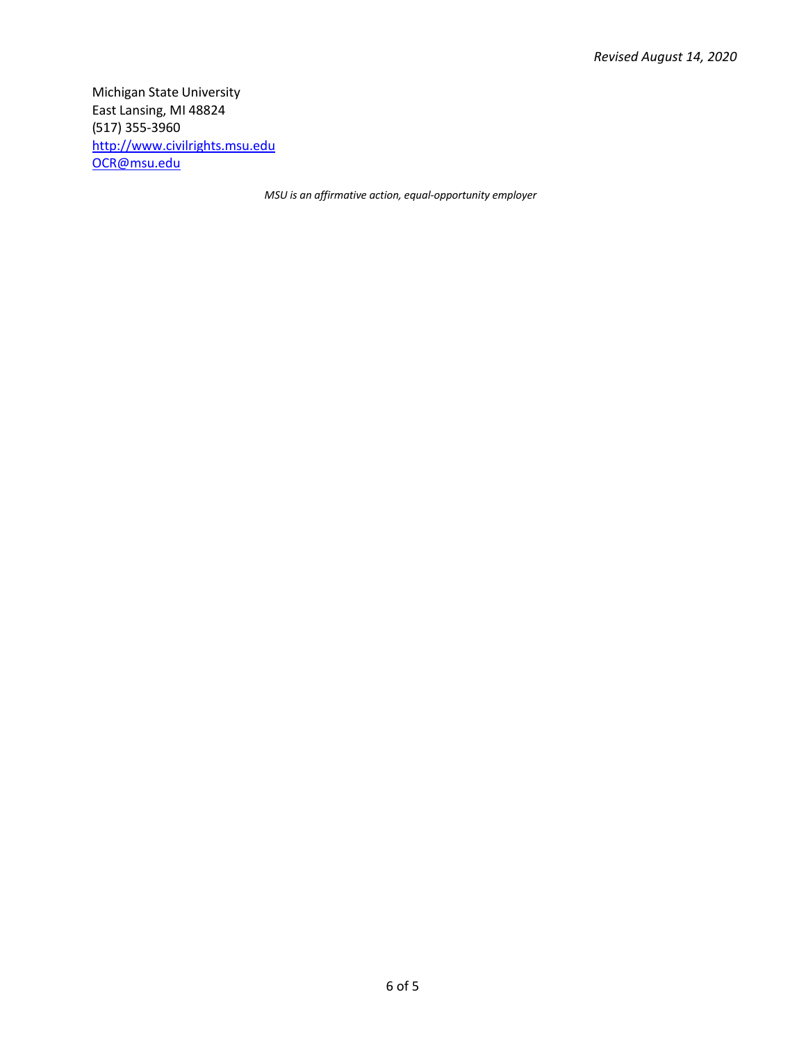*Revised August 14, 2020*

Michigan State University
East Lansing, MI 48824
(517) 355-3960
http://www.civilrights.msu.edu
OCR@msu.edu

*MSU is an affirmative action, equal-opportunity employer*